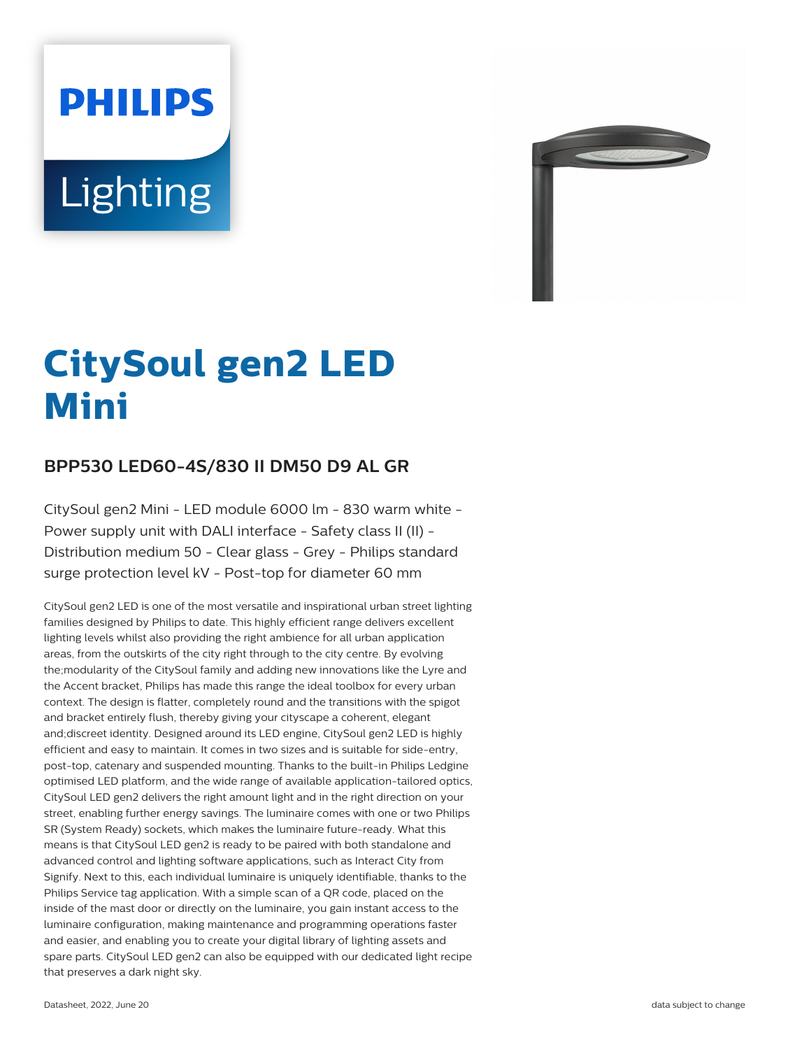PHILIPS

Lighting

# CitySoul gen2 LED Mini

## BPP530 LED60-4S/830 II DM50 D9 AL GR

CitySoul gen2 Mini - LED module 6000 lm - 830 warm white - Power supply unit with DALI interface - Safety class II (II) - Distribution medium 50 - Clear glass - Grey - Philips standard surge protection level kV - Post-top for diameter 60 mm

CitySoul gen2 LED is one of the most versatile and inspirational urban street lighting families designed by Philips to date. This highly efficient range delivers excellent lighting levels whilst also providing the right ambience for all urban application areas, from the outskirts of the city right through to the city centre. By evolving the;modularity of the CitySoul family and adding new innovations like the Lyre and the Accent bracket, Philips has made this range the ideal toolbox for every urban context. The design is flatter, completely round and the transitions with the spigot and bracket entirely flush, thereby giving your cityscape a coherent, elegant and;discreet identity. Designed around its LED engine, CitySoul gen2 LED is highly efficient and easy to maintain. It comes in two sizes and is suitable for side-entry, post-top, catenary and suspended mounting. Thanks to the built-in Philips Ledgine optimised LED platform, and the wide range of available application-tailored optics, CitySoul LED gen2 delivers the right amount light and in the right direction on your street, enabling further energy savings. The luminaire comes with one or two Philips SR (System Ready) sockets, which makes the luminaire future-ready. What this means is that CitySoul LED gen2 is ready to be paired with both standalone and advanced control and lighting software applications, such as Interact City from Signify. Next to this, each individual luminaire is uniquely identifiable, thanks to the Philips Service tag application. With a simple scan of a QR code, placed on the inside of the mast door or directly on the luminaire, you gain instant access to the luminaire configuration, making maintenance and programming operations faster and easier, and enabling you to create your digital library of lighting assets and spare parts. CitySoul LED gen2 can also be equipped with our dedicated light recipe that preserves a dark night sky.

Datasheet, 2022, June 20 data subject to change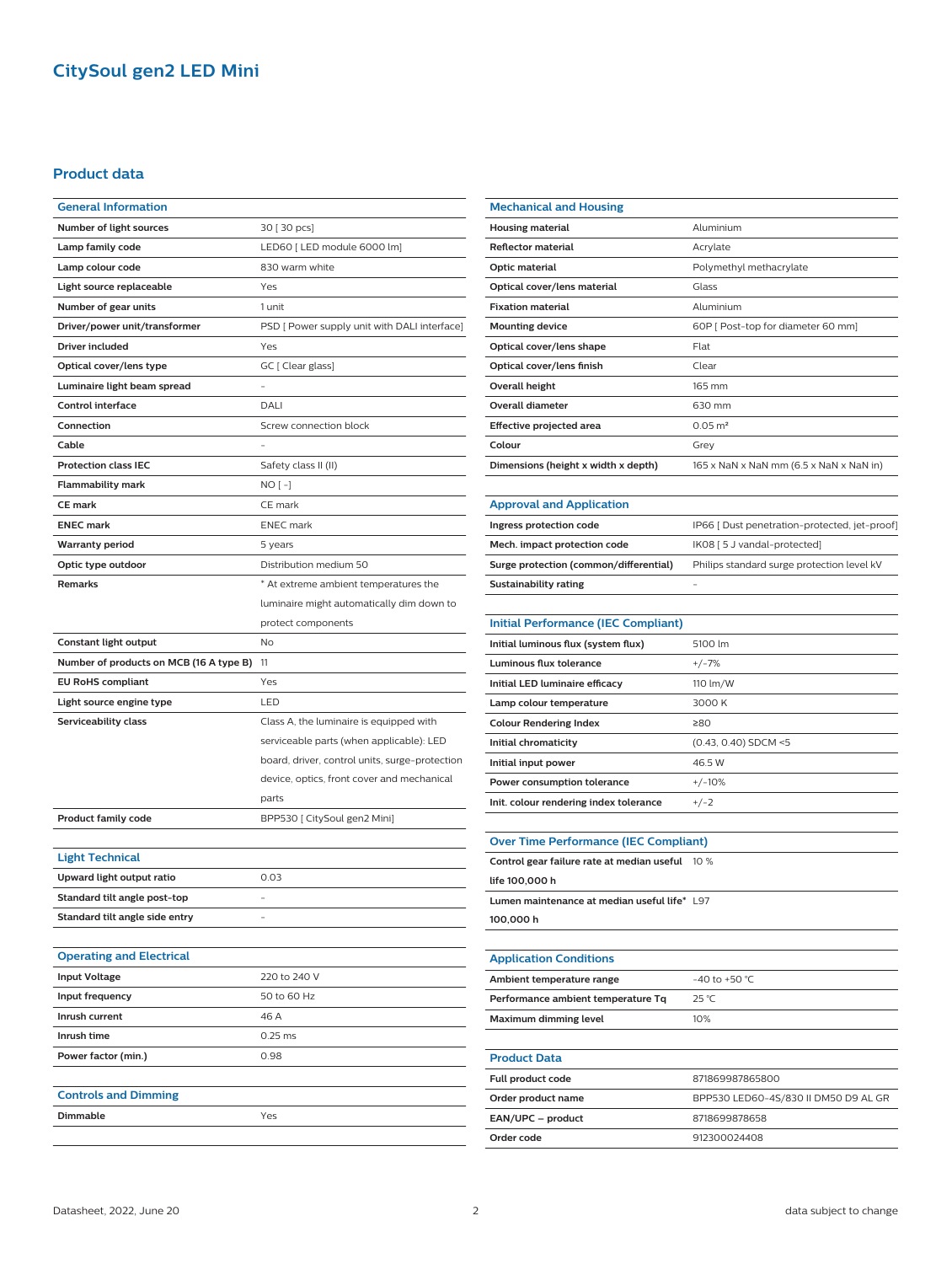# CitySoul gen2 LED Mini

## Product data

| General Information | |
|---|---|
| Number of light sources | 30 [ 30 pcs] |
| Lamp family code | LED60 [ LED module 6000 lm] |
| Lamp colour code | 830 warm white |
| Light source replaceable | Yes |
| Number of gear units | 1 unit |
| Driver/power unit/transformer | PSD [ Power supply unit with DALI interface] |
| Driver included | Yes |
| Optical cover/lens type | GC [ Clear glass] |
| Luminaire light beam spread | - |
| Control interface | DALI |
| Connection | Screw connection block |
| Cable | - |
| Protection class IEC | Safety class II (II) |
| Flammability mark | NO [ -] |
| CE mark | CE mark |
| ENEC mark | ENEC mark |
| Warranty period | 5 years |
| Optic type outdoor | Distribution medium 50 |
| Remarks | * At extreme ambient temperatures the luminaire might automatically dim down to protect components |
| Constant light output | No |
| Number of products on MCB (16 A type B) | 11 |
| EU RoHS compliant | Yes |
| Light source engine type | LED |
| Serviceability class | Class A, the luminaire is equipped with serviceable parts (when applicable): LED board, driver, control units, surge-protection device, optics, front cover and mechanical parts |
| Product family code | BPP530 [ CitySoul gen2 Mini] |

| Light Technical | |
|---|---|
| Upward light output ratio | 0.03 |
| Standard tilt angle post-top | - |
| Standard tilt angle side entry | - |

| Operating and Electrical | |
|---|---|
| Input Voltage | 220 to 240 V |
| Input frequency | 50 to 60 Hz |
| Inrush current | 46 A |
| Inrush time | 0.25 ms |
| Power factor (min.) | 0.98 |

| Controls and Dimming | |
|---|---|
| Dimmable | Yes |

| Mechanical and Housing | |
|---|---|
| Housing material | Aluminium |
| Reflector material | Acrylate |
| Optic material | Polymethyl methacrylate |
| Optical cover/lens material | Glass |
| Fixation material | Aluminium |
| Mounting device | 60P [ Post-top for diameter 60 mm] |
| Optical cover/lens shape | Flat |
| Optical cover/lens finish | Clear |
| Overall height | 165 mm |
| Overall diameter | 630 mm |
| Effective projected area | 0.05 m² |
| Colour | Grey |
| Dimensions (height x width x depth) | 165 x NaN x NaN mm (6.5 x NaN x NaN in) |

| Approval and Application | |
|---|---|
| Ingress protection code | IP66 [ Dust penetration-protected, jet-proof] |
| Mech. impact protection code | IK08 [ 5 J vandal-protected] |
| Surge protection (common/differential) | Philips standard surge protection level kV |
| Sustainability rating | - |

| Initial Performance (IEC Compliant) | |
|---|---|
| Initial luminous flux (system flux) | 5100 lm |
| Luminous flux tolerance | +/-7% |
| Initial LED luminaire efficacy | 110 lm/W |
| Lamp colour temperature | 3000 K |
| Colour Rendering Index | ≥80 |
| Initial chromaticity | (0.43, 0.40) SDCM <5 |
| Initial input power | 46.5 W |
| Power consumption tolerance | +/-10% |
| Init. colour rendering index tolerance | +/-2 |

| Over Time Performance (IEC Compliant) | |
|---|---|
| Control gear failure rate at median useful life 100,000 h | 10 % |
| Lumen maintenance at median useful life* 100,000 h | L97 |

| Application Conditions | |
|---|---|
| Ambient temperature range | -40 to +50 °C |
| Performance ambient temperature Tq | 25 °C |
| Maximum dimming level | 10% |

| Product Data | |
|---|---|
| Full product code | 871869987865800 |
| Order product name | BPP530 LED60-4S/830 II DM50 D9 AL GR |
| EAN/UPC – product | 8718699878658 |
| Order code | 912300024408 |

Datasheet, 2022, June 20

data subject to change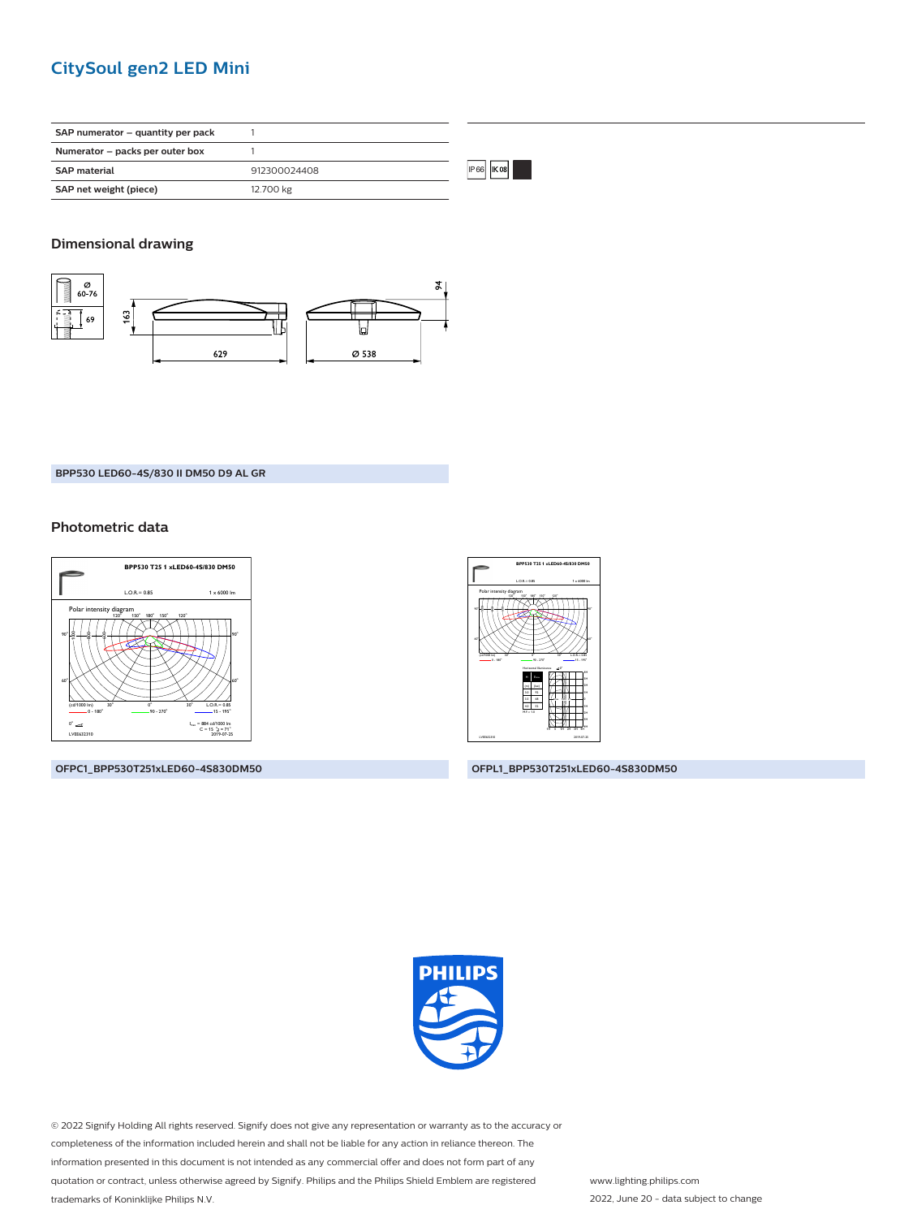## CitySoul gen2 LED Mini

| | |
|---|---|
| **SAP numerator – quantity per pack** | 1 |
| **Numerator – packs per outer box** | 1 |
| **SAP material** | 912300024408 |
| **SAP net weight (piece)** | 12.700 kg |

IP66 IK08

### Dimensional drawing

Ø 60-76
69
163
629
94
Ø 538

**BPP530 LED60-4S/830 II DM50 D9 AL GR**

### Photometric data

BPP530 T25 1 xLED60-4S/830 DM50
L.O.R.= 0.85
1 x 6000 lm
Polar intensity diagram
120° 150° 180° 150° 120°
90° 90°
60° 60°
(cd/1000 lm) 30° 0° 30° L.O.R.= 0.85
0 - 180°
90 - 270°
15 - 195°
$I_{max}$ = 884 cd/1000 lm
C = 15 γ = 71°
2019-07-25
LVEE632310

**OFPC1_BPP530T251xLED60-4S830DM50**

BPP530 T25 1 xLED60-4S/830 DM50
L.O.R.= 0.85
1 x 6000 lm
Polar intensity diagram
LVEE632310
2019-07-25

**OFPL1_BPP530T251xLED60-4S830DM50**

© 2022 Signify Holding All rights reserved. Signify does not give any representation or warranty as to the accuracy or completeness of the information included herein and shall not be liable for any action in reliance thereon. The information presented in this document is not intended as any commercial offer and does not form part of any quotation or contract, unless otherwise agreed by Signify. Philips and the Philips Shield Emblem are registered trademarks of Koninklijke Philips N.V.

www.lighting.philips.com
2022, June 20 - data subject to change